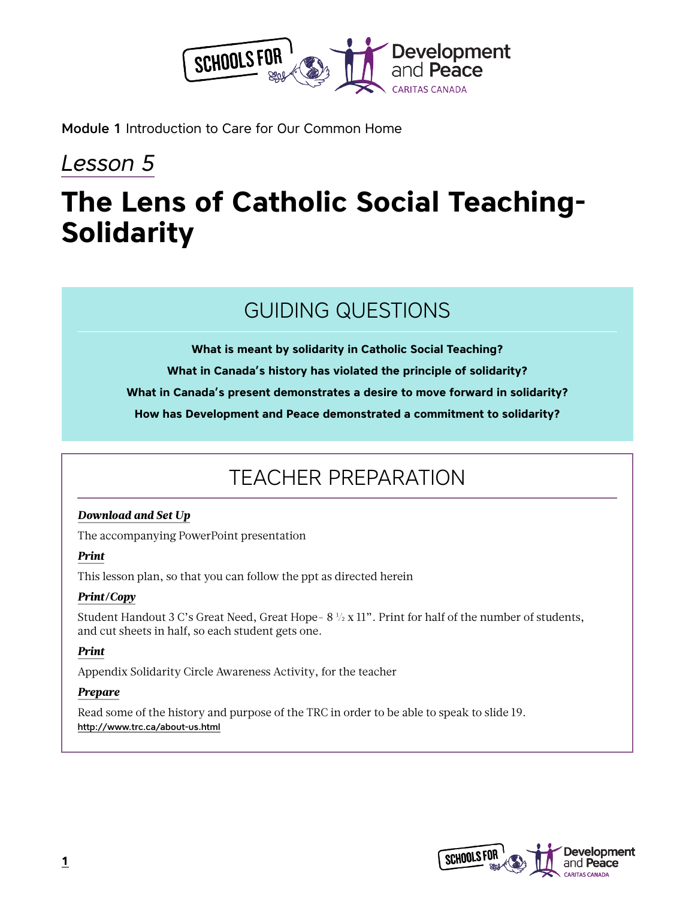**Module 1** Introduction to Care for Our Common Home

*Lesson 5*

# The Lens of Catholic Social Teaching-Solidarity

## GUIDING QUESTIONS

**What is meant by solidarity in Catholic Social Teaching?**

**What in Canada's history has violated the principle of solidarity?**

**What in Canada's present demonstrates a desire to move forward in solidarity?**

**How has Development and Peace demonstrated a commitment to solidarity?**

## TEACHER PREPARATION

***Download and Set Up***

The accompanying PowerPoint presentation

***Print***

This lesson plan, so that you can follow the ppt as directed herein

***Print/Copy***

Student Handout 3 C's Great Need, Great Hope– 8 ½ x 11". Print for half of the number of students, and cut sheets in half, so each student gets one.

***Print***

Appendix Solidarity Circle Awareness Activity, for the teacher

***Prepare***

Read some of the history and purpose of the TRC in order to be able to speak to slide 19.
http://www.trc.ca/about-us.html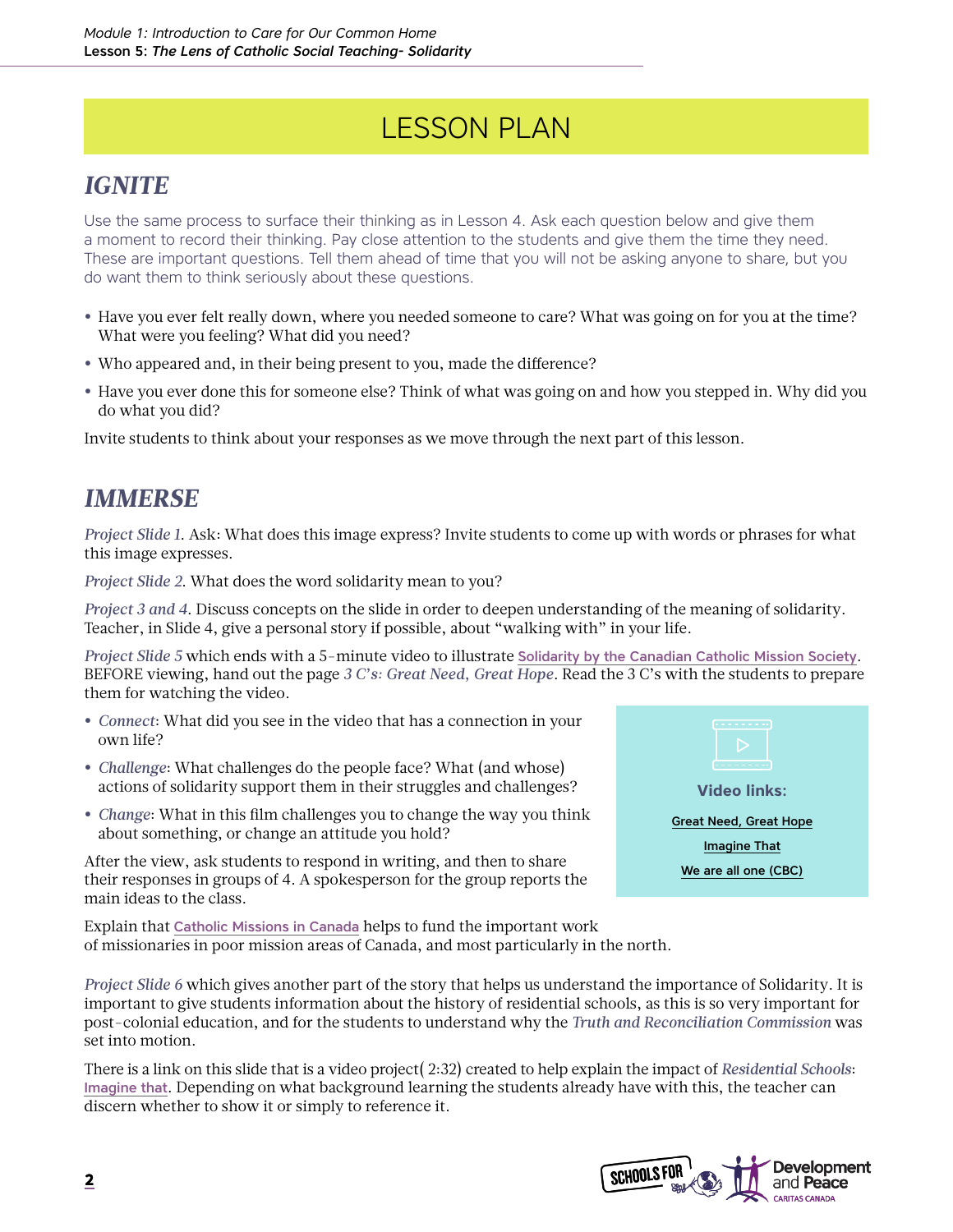# LESSON PLAN

## *IGNITE*

Use the same process to surface their thinking as in Lesson 4. Ask each question below and give them a moment to record their thinking. Pay close attention to the students and give them the time they need. These are important questions. Tell them ahead of time that you will not be asking anyone to share, but you do want them to think seriously about these questions.

- Have you ever felt really down, where you needed someone to care? What was going on for you at the time? What were you feeling? What did you need?
- Who appeared and, in their being present to you, made the difference?
- Have you ever done this for someone else? Think of what was going on and how you stepped in. Why did you do what you did?

Invite students to think about your responses as we move through the next part of this lesson.

## *IMMERSE*

*Project Slide 1.* Ask: What does this image express? Invite students to come up with words or phrases for what this image expresses.

*Project Slide 2.* What does the word solidarity mean to you?

*Project 3 and 4.* Discuss concepts on the slide in order to deepen understanding of the meaning of solidarity. Teacher, in Slide 4, give a personal story if possible, about "walking with" in your life.

*Project Slide 5* which ends with a 5-minute video to illustrate Solidarity by the Canadian Catholic Mission Society. BEFORE viewing, hand out the page *3 C's: Great Need, Great Hope*. Read the 3 C's with the students to prepare them for watching the video.

- *Connect*: What did you see in the video that has a connection in your own life?
- *Challenge*: What challenges do the people face? What (and whose) actions of solidarity support them in their struggles and challenges?
- *Change*: What in this film challenges you to change the way you think about something, or change an attitude you hold?

After the view, ask students to respond in writing, and then to share their responses in groups of 4. A spokesperson for the group reports the main ideas to the class.

**Video links:**

Great Need, Great Hope

Imagine That

We are all one (CBC)

Explain that Catholic Missions in Canada helps to fund the important work of missionaries in poor mission areas of Canada, and most particularly in the north.

*Project Slide 6* which gives another part of the story that helps us understand the importance of Solidarity. It is important to give students information about the history of residential schools, as this is so very important for post-colonial education, and for the students to understand why the *Truth and Reconciliation Commission* was set into motion.

There is a link on this slide that is a video project( 2:32) created to help explain the impact of *Residential Schools*: Imagine that. Depending on what background learning the students already have with this, the teacher can discern whether to show it or simply to reference it.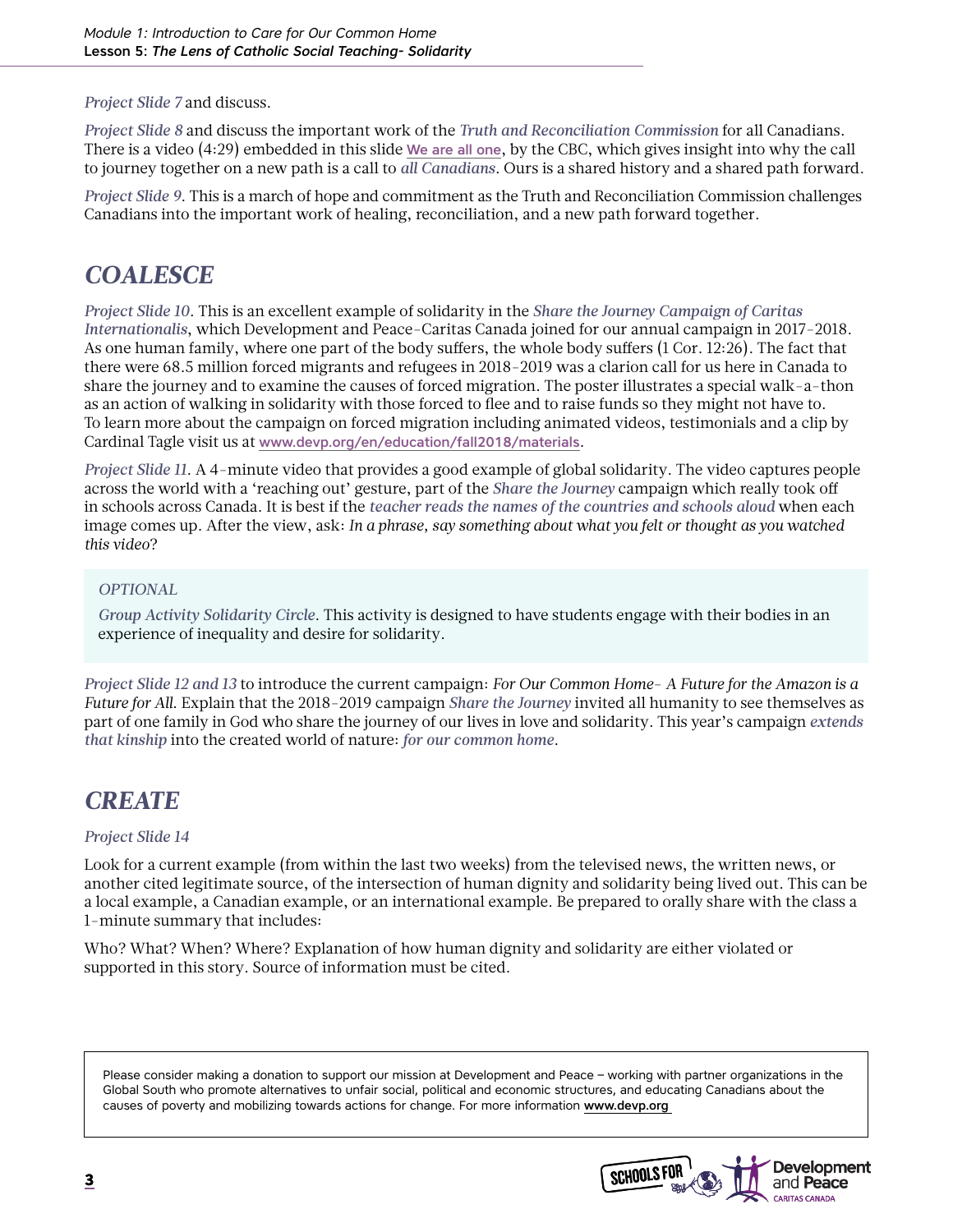*Project Slide 7* and discuss.

*Project Slide 8* and discuss the important work of the *Truth and Reconciliation Commission* for all Canadians. There is a video (4:29) embedded in this slide We are all one, by the CBC, which gives insight into why the call to journey together on a new path is a call to *all Canadians*. Ours is a shared history and a shared path forward.

*Project Slide 9*. This is a march of hope and commitment as the Truth and Reconciliation Commission challenges Canadians into the important work of healing, reconciliation, and a new path forward together.

## COALESCE

*Project Slide 10*. This is an excellent example of solidarity in the *Share the Journey Campaign of Caritas Internationalis*, which Development and Peace-Caritas Canada joined for our annual campaign in 2017-2018. As one human family, where one part of the body suffers, the whole body suffers (1 Cor. 12:26). The fact that there were 68.5 million forced migrants and refugees in 2018-2019 was a clarion call for us here in Canada to share the journey and to examine the causes of forced migration. The poster illustrates a special walk-a-thon as an action of walking in solidarity with those forced to flee and to raise funds so they might not have to. To learn more about the campaign on forced migration including animated videos, testimonials and a clip by Cardinal Tagle visit us at www.devp.org/en/education/fall2018/materials.

*Project Slide 11*. A 4-minute video that provides a good example of global solidarity. The video captures people across the world with a 'reaching out' gesture, part of the *Share the Journey* campaign which really took off in schools across Canada. It is best if the *teacher reads the names of the countries and schools aloud* when each image comes up. After the view, ask: *In a phrase, say something about what you felt or thought as you watched this video?*

> *OPTIONAL*
>
> *Group Activity Solidarity Circle*. This activity is designed to have students engage with their bodies in an experience of inequality and desire for solidarity.

*Project Slide 12 and 13* to introduce the current campaign: *For Our Common Home- A Future for the Amazon is a Future for All.* Explain that the 2018-2019 campaign *Share the Journey* invited all humanity to see themselves as part of one family in God who share the journey of our lives in love and solidarity. This year's campaign *extends that kinship* into the created world of nature: *for our common home*.

## CREATE

*Project Slide 14*

Look for a current example (from within the last two weeks) from the televised news, the written news, or another cited legitimate source, of the intersection of human dignity and solidarity being lived out. This can be a local example, a Canadian example, or an international example. Be prepared to orally share with the class a 1-minute summary that includes:

Who? What? When? Where? Explanation of how human dignity and solidarity are either violated or supported in this story. Source of information must be cited.

> Please consider making a donation to support our mission at Development and Peace – working with partner organizations in the Global South who promote alternatives to unfair social, political and economic structures, and educating Canadians about the causes of poverty and mobilizing towards actions for change. For more information www.devp.org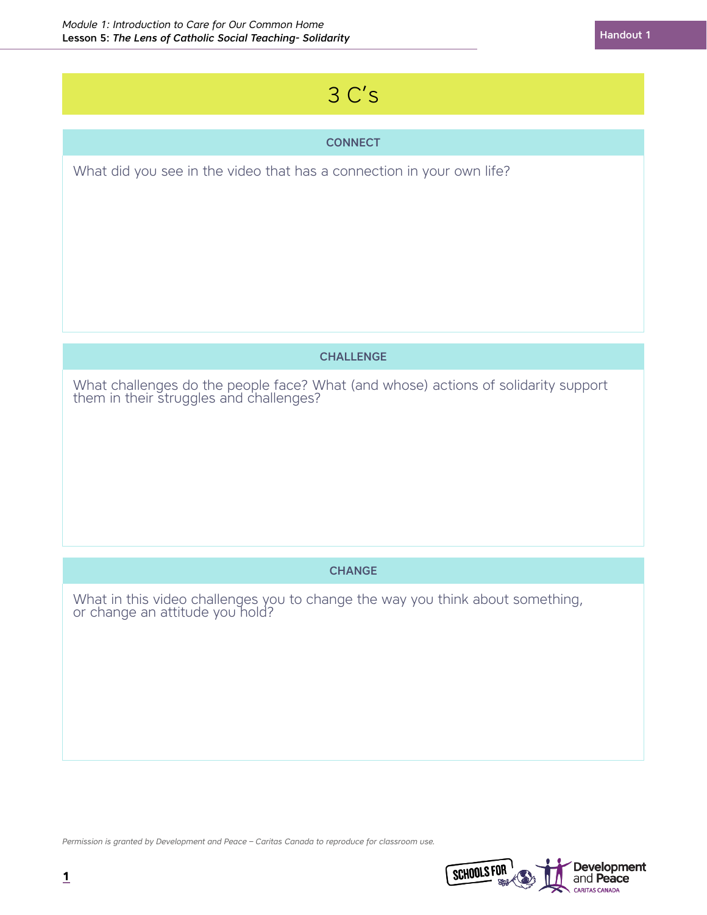# 3 C's

## CONNECT

What did you see in the video that has a connection in your own life?

## CHALLENGE

What challenges do the people face? What (and whose) actions of solidarity support them in their struggles and challenges?

## CHANGE

What in this video challenges you to change the way you think about something, or change an attitude you hold?

*Permission is granted by Development and Peace – Caritas Canada to reproduce for classroom use.*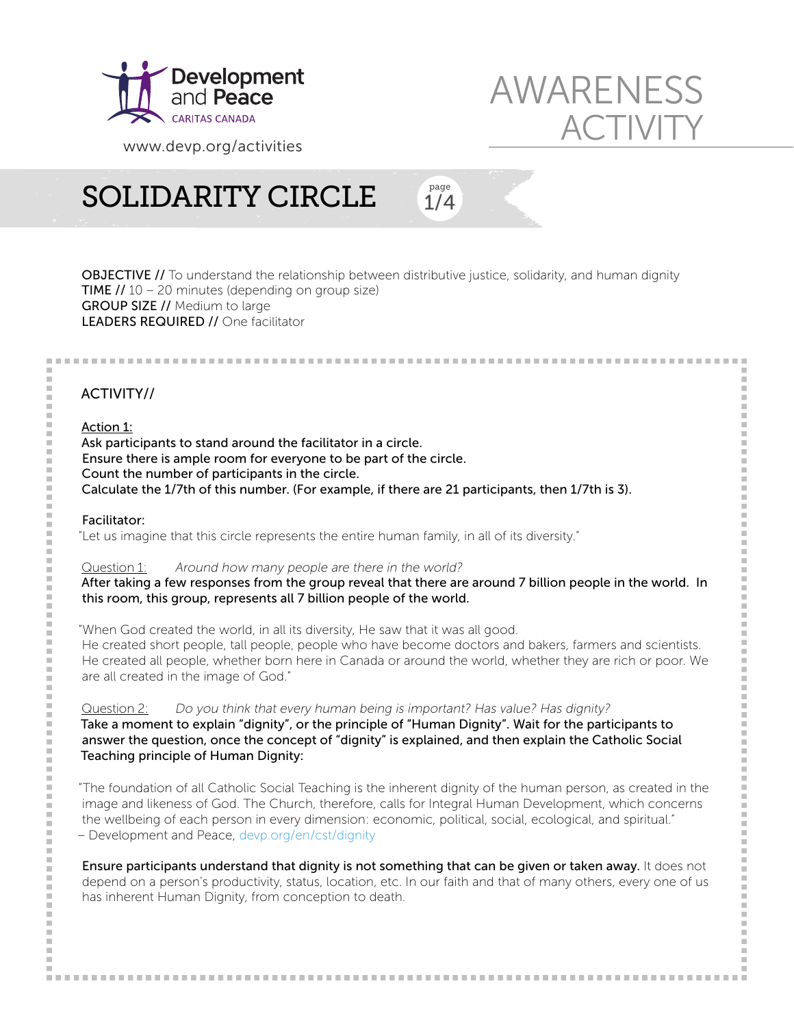Development and Peace
CARITAS CANADA

www.devp.org/activities

# AWARENESS ACTIVITY

## SOLIDARITY CIRCLE

**OBJECTIVE //** To understand the relationship between distributive justice, solidarity, and human dignity
**TIME //** 10 – 20 minutes (depending on group size)
**GROUP SIZE //** Medium to large
**LEADERS REQUIRED //** One facilitator

### ACTIVITY//

Action 1:
Ask participants to stand around the facilitator in a circle.
Ensure there is ample room for everyone to be part of the circle.
Count the number of participants in the circle.
Calculate the 1/7th of this number. (For example, if there are 21 participants, then 1/7th is 3).

Facilitator:
"Let us imagine that this circle represents the entire human family, in all of its diversity."

Question 1: *Around how many people are there in the world?*
After taking a few responses from the group reveal that there are around 7 billion people in the world. In this room, this group, represents all 7 billion people of the world.

"When God created the world, in all its diversity, He saw that it was all good.
He created short people, tall people, people who have become doctors and bakers, farmers and scientists. He created all people, whether born here in Canada or around the world, whether they are rich or poor. We are all created in the image of God."

Question 2: *Do you think that every human being is important? Has value? Has dignity?*
Take a moment to explain "dignity", or the principle of "Human Dignity". Wait for the participants to answer the question, once the concept of "dignity" is explained, and then explain the Catholic Social Teaching principle of Human Dignity:

"The foundation of all Catholic Social Teaching is the inherent dignity of the human person, as created in the image and likeness of God. The Church, therefore, calls for Integral Human Development, which concerns the wellbeing of each person in every dimension: economic, political, social, ecological, and spiritual."
– Development and Peace, devp.org/en/cst/dignity

**Ensure participants understand that dignity is not something that can be given or taken away.** It does not depend on a person's productivity, status, location, etc. In our faith and that of many others, every one of us has inherent Human Dignity, from conception to death.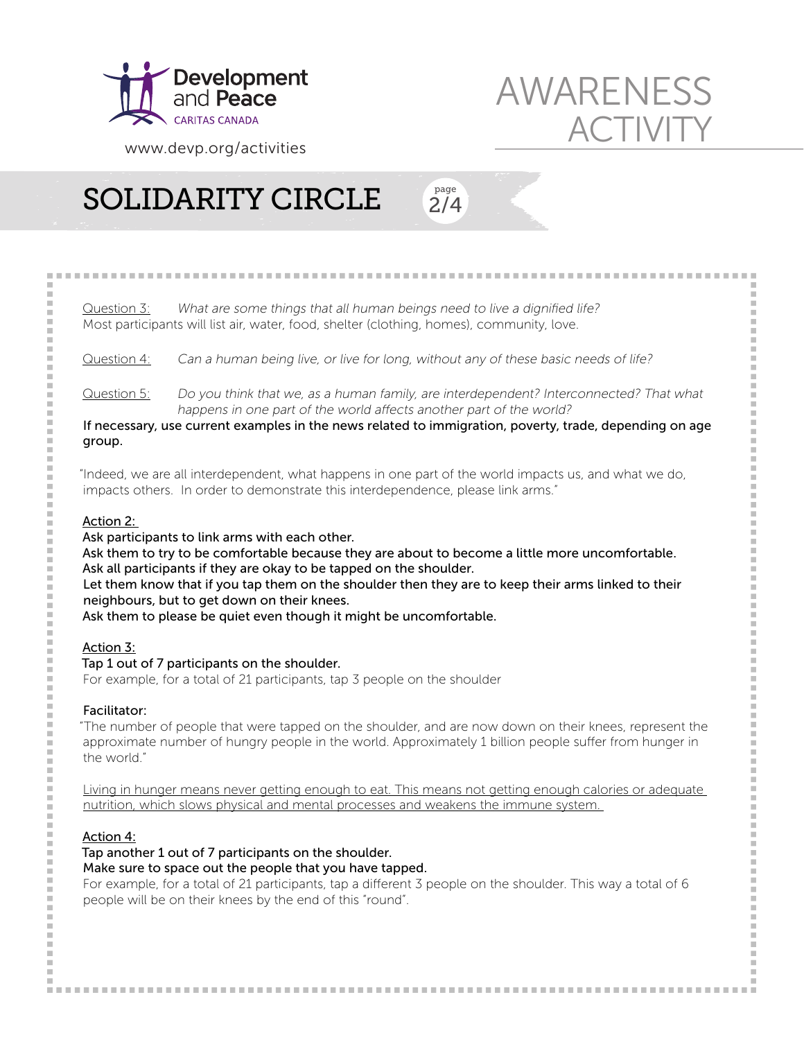# SOLIDARITY CIRCLE

Question 3: *What are some things that all human beings need to live a dignified life?*
Most participants will list air, water, food, shelter (clothing, homes), community, love.

Question 4: *Can a human being live, or live for long, without any of these basic needs of life?*

Question 5: *Do you think that we, as a human family, are interdependent? Interconnected? That what happens in one part of the world affects another part of the world?*
If necessary, use current examples in the news related to immigration, poverty, trade, depending on age group.

"Indeed, we are all interdependent, what happens in one part of the world impacts us, and what we do, impacts others. In order to demonstrate this interdependence, please link arms."

**Action 2:**
Ask participants to link arms with each other.
Ask them to try to be comfortable because they are about to become a little more uncomfortable.
Ask all participants if they are okay to be tapped on the shoulder.
Let them know that if you tap them on the shoulder then they are to keep their arms linked to their neighbours, but to get down on their knees.
Ask them to please be quiet even though it might be uncomfortable.

**Action 3:**
Tap 1 out of 7 participants on the shoulder.
For example, for a total of 21 participants, tap 3 people on the shoulder

**Facilitator:**
"The number of people that were tapped on the shoulder, and are now down on their knees, represent the approximate number of hungry people in the world. Approximately 1 billion people suffer from hunger in the world."

Living in hunger means never getting enough to eat. This means not getting enough calories or adequate nutrition, which slows physical and mental processes and weakens the immune system.

**Action 4:**
Tap another 1 out of 7 participants on the shoulder.
Make sure to space out the people that you have tapped.
For example, for a total of 21 participants, tap a different 3 people on the shoulder. This way a total of 6 people will be on their knees by the end of this "round".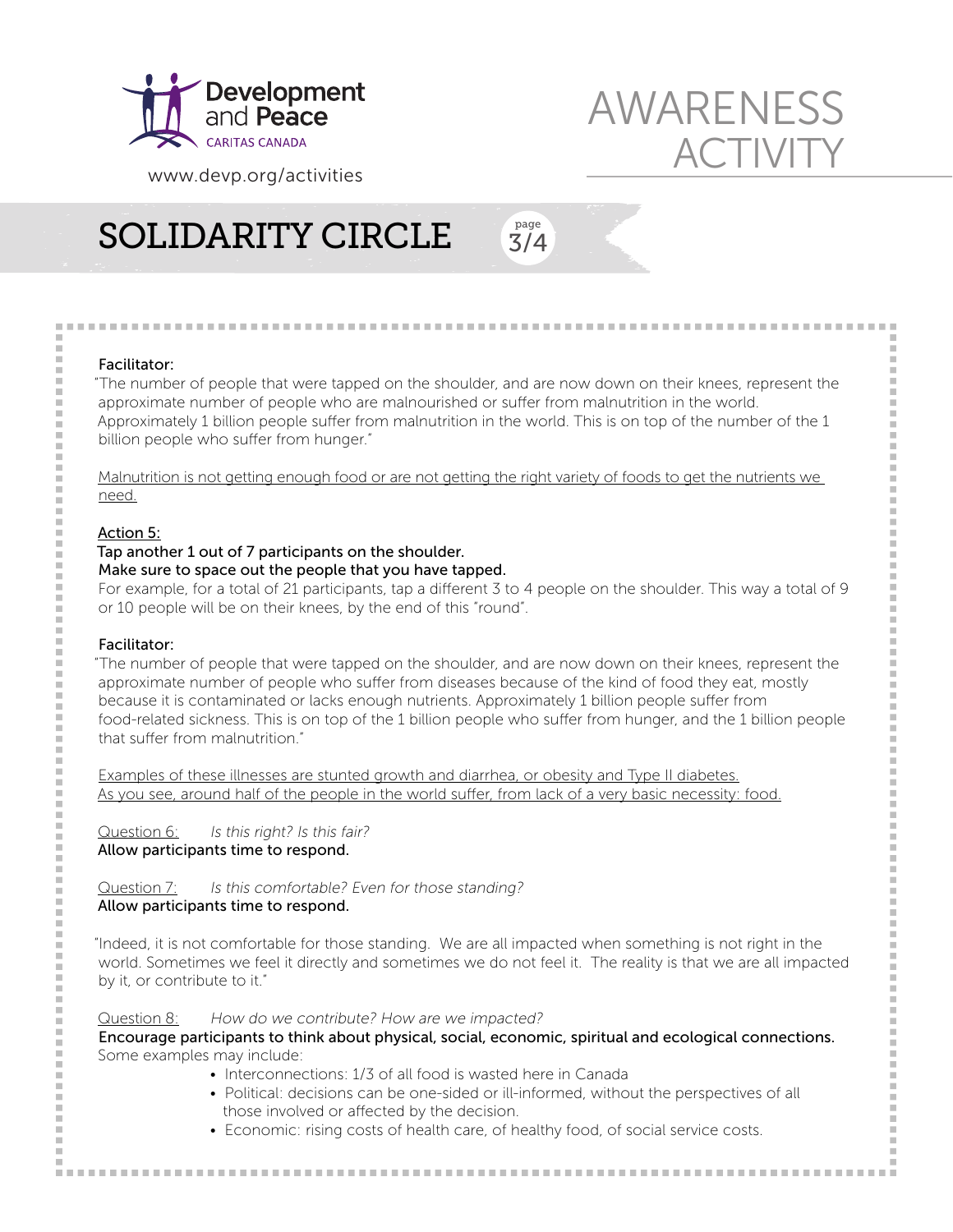Facilitator:

"The number of people that were tapped on the shoulder, and are now down on their knees, represent the approximate number of people who are malnourished or suffer from malnutrition in the world. Approximately 1 billion people suffer from malnutrition in the world. This is on top of the number of the 1 billion people who suffer from hunger."

Malnutrition is not getting enough food or are not getting the right variety of foods to get the nutrients we need.

Action 5:

**Tap another 1 out of 7 participants on the shoulder.**
**Make sure to space out the people that you have tapped.**
For example, for a total of 21 participants, tap a different 3 to 4 people on the shoulder. This way a total of 9 or 10 people will be on their knees, by the end of this "round".

Facilitator:

"The number of people that were tapped on the shoulder, and are now down on their knees, represent the approximate number of people who suffer from diseases because of the kind of food they eat, mostly because it is contaminated or lacks enough nutrients. Approximately 1 billion people suffer from food-related sickness. This is on top of the 1 billion people who suffer from hunger, and the 1 billion people that suffer from malnutrition."

Examples of these illnesses are stunted growth and diarrhea, or obesity and Type II diabetes.
As you see, around half of the people in the world suffer, from lack of a very basic necessity: food.

Question 6: *Is this right? Is this fair?*
**Allow participants time to respond.**

Question 7: *Is this comfortable? Even for those standing?*
**Allow participants time to respond.**

"Indeed, it is not comfortable for those standing. We are all impacted when something is not right in the world. Sometimes we feel it directly and sometimes we do not feel it. The reality is that we are all impacted by it, or contribute to it."

Question 8: *How do we contribute? How are we impacted?*
**Encourage participants to think about physical, social, economic, spiritual and ecological connections.**
Some examples may include:

- Interconnections: 1/3 of all food is wasted here in Canada
- Political: decisions can be one-sided or ill-informed, without the perspectives of all those involved or affected by the decision.
- Economic: rising costs of health care, of healthy food, of social service costs.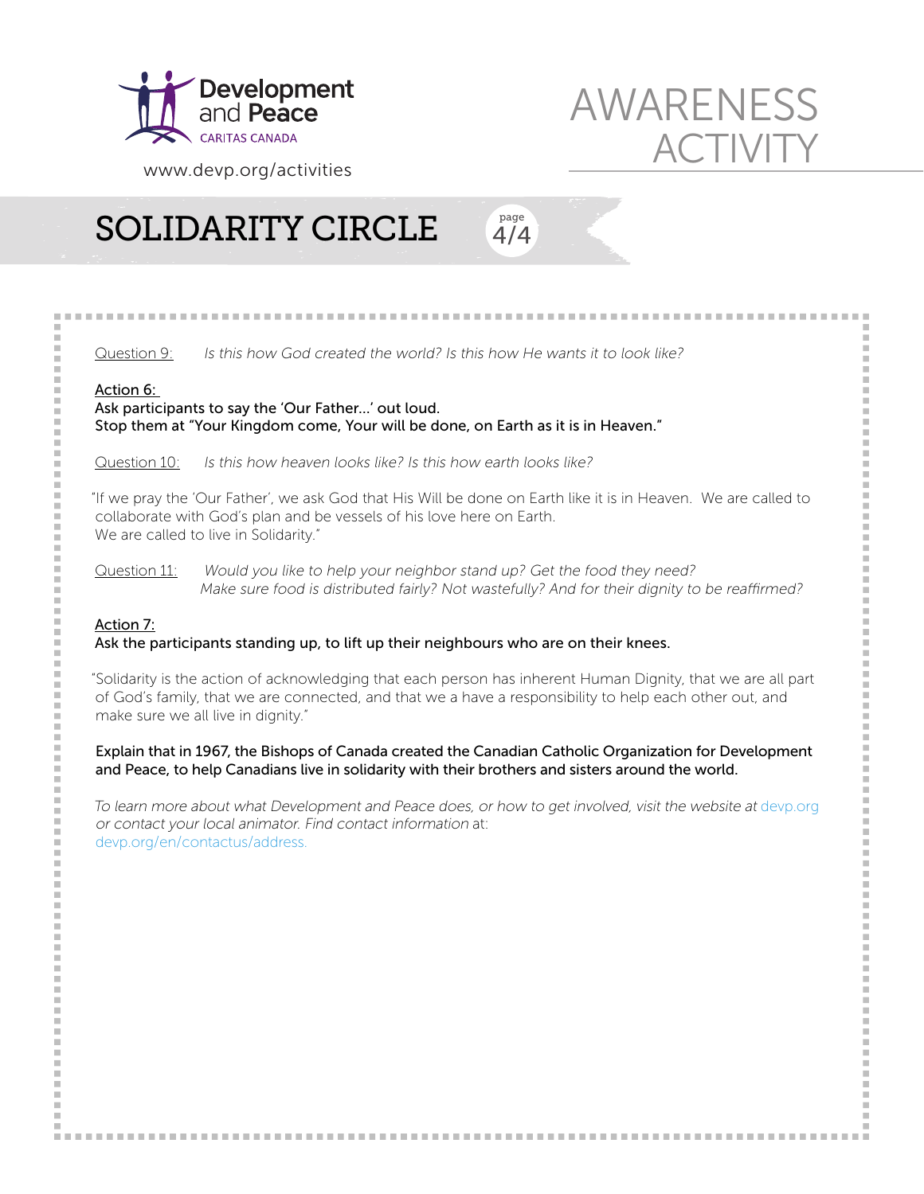# SOLIDARITY CIRCLE

Question 9: *Is this how God created the world? Is this how He wants it to look like?*

**Action 6:**
**Ask participants to say the 'Our Father...' out loud.**
**Stop them at "Your Kingdom come, Your will be done, on Earth as it is in Heaven."**

Question 10: *Is this how heaven looks like? Is this how earth looks like?*

"If we pray the 'Our Father', we ask God that His Will be done on Earth like it is in Heaven. We are called to collaborate with God's plan and be vessels of his love here on Earth.
We are called to live in Solidarity."

Question 11: *Would you like to help your neighbor stand up? Get the food they need? Make sure food is distributed fairly? Not wastefully? And for their dignity to be reaffirmed?*

**Action 7:**
**Ask the participants standing up, to lift up their neighbours who are on their knees.**

"Solidarity is the action of acknowledging that each person has inherent Human Dignity, that we are all part of God's family, that we are connected, and that we a have a responsibility to help each other out, and make sure we all live in dignity."

**Explain that in 1967, the Bishops of Canada created the Canadian Catholic Organization for Development and Peace, to help Canadians live in solidarity with their brothers and sisters around the world.**

*To learn more about what Development and Peace does, or how to get involved, visit the website at* devp.org *or contact your local animator. Find contact information* at: devp.org/en/contactus/address.